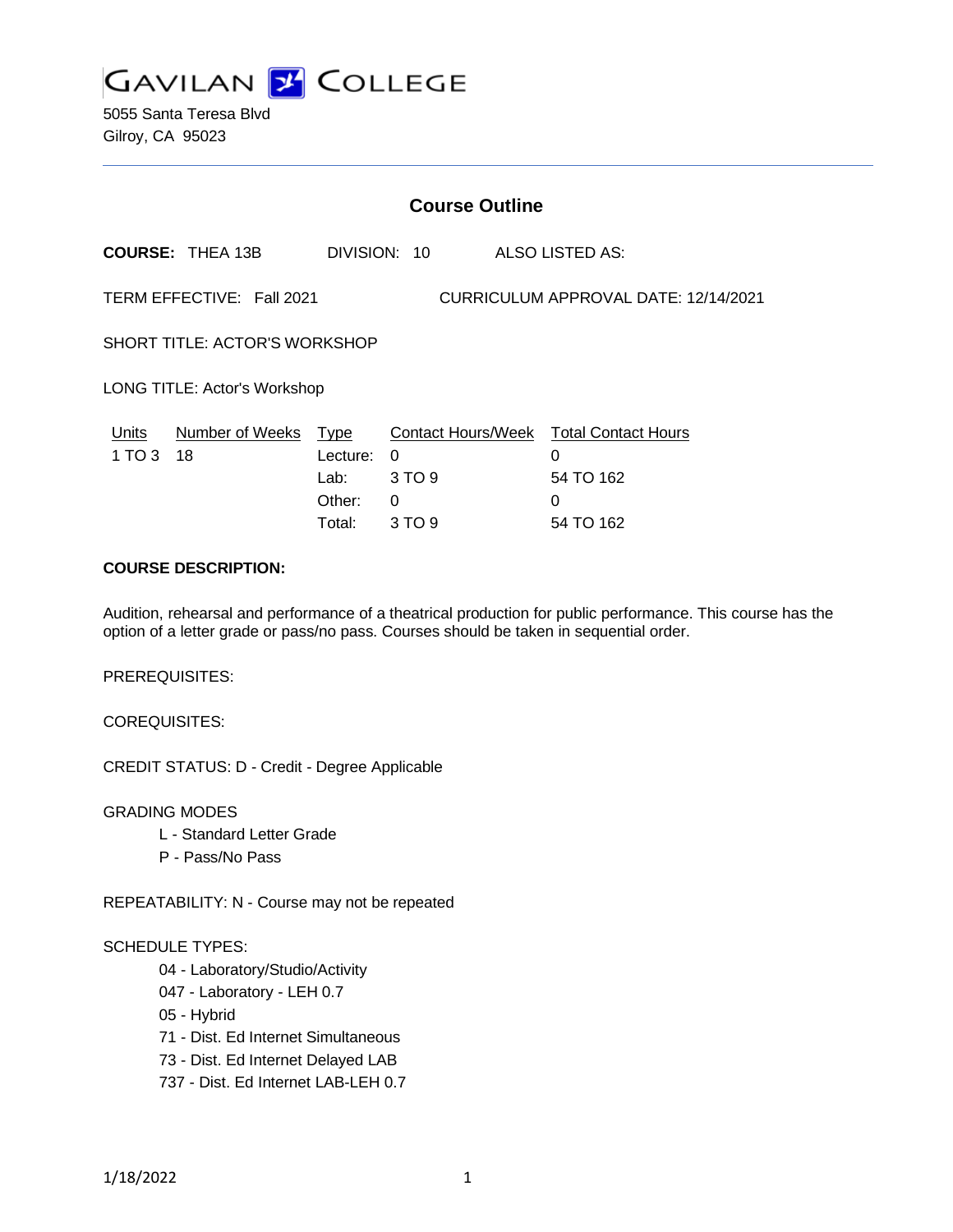# GAVILAN COLLEGE

5055 Santa Teresa Blvd
Gilroy, CA 95023

## Course Outline

**COURSE:** THEA 13B DIVISION: 10 ALSO LISTED AS:

TERM EFFECTIVE: Fall 2021 CURRICULUM APPROVAL DATE: 12/14/2021

SHORT TITLE: ACTOR'S WORKSHOP

LONG TITLE: Actor's Workshop

| Units | Number of Weeks | Type | Contact Hours/Week | Total Contact Hours |
|---|---|---|---|---|
| 1 TO 3 | 18 | Lecture: | 0 | 0 |
| | | Lab: | 3 TO 9 | 54 TO 162 |
| | | Other: | 0 | 0 |
| | | Total: | 3 TO 9 | 54 TO 162 |

**COURSE DESCRIPTION:**

Audition, rehearsal and performance of a theatrical production for public performance. This course has the option of a letter grade or pass/no pass. Courses should be taken in sequential order.

PREREQUISITES:

COREQUISITES:

CREDIT STATUS: D - Credit - Degree Applicable

GRADING MODES

- L - Standard Letter Grade
- P - Pass/No Pass

REPEATABILITY: N - Course may not be repeated

SCHEDULE TYPES:

- 04 - Laboratory/Studio/Activity
- 047 - Laboratory - LEH 0.7
- 05 - Hybrid
- 71 - Dist. Ed Internet Simultaneous
- 73 - Dist. Ed Internet Delayed LAB
- 737 - Dist. Ed Internet LAB-LEH 0.7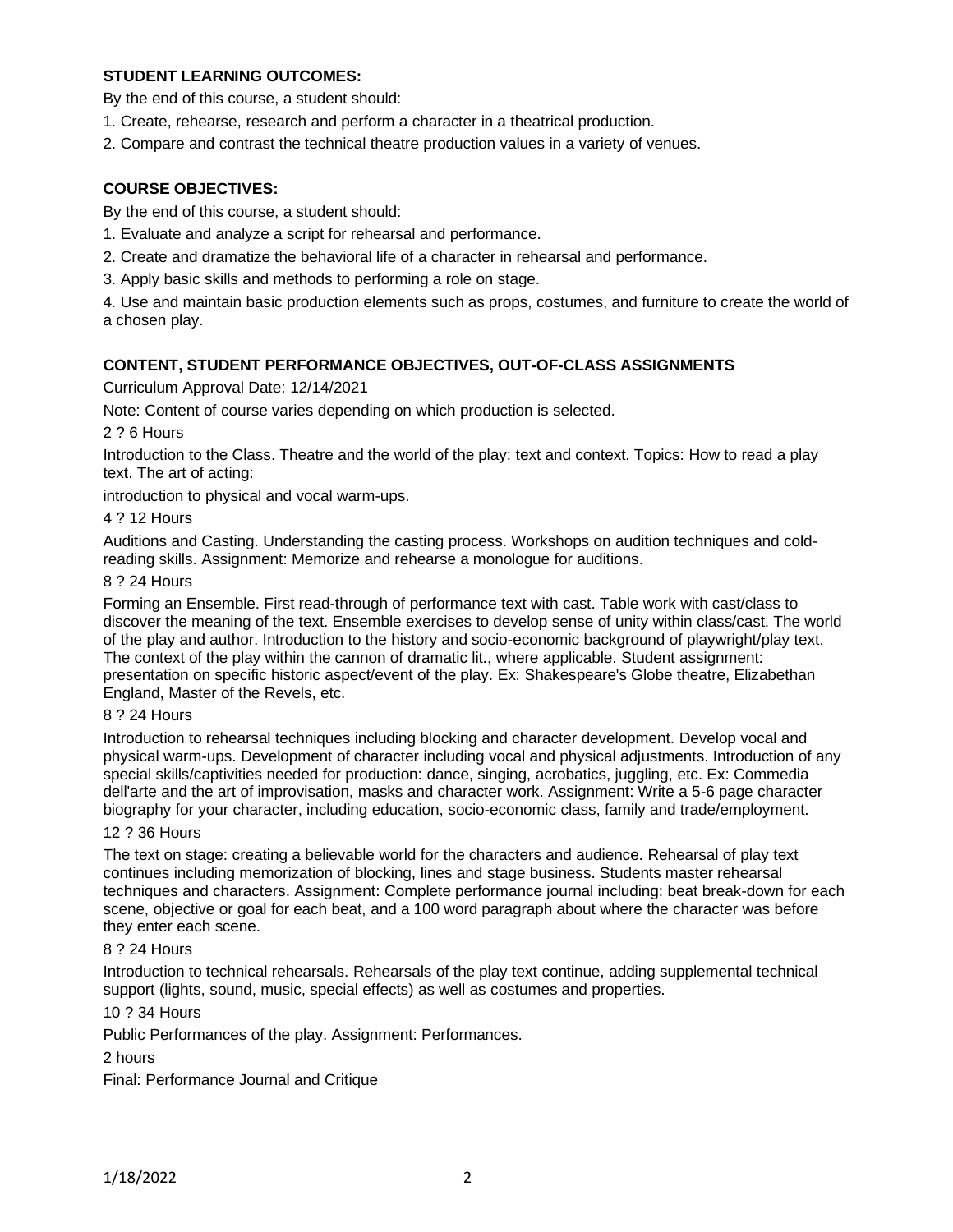**STUDENT LEARNING OUTCOMES:**

By the end of this course, a student should:

1. Create, rehearse, research and perform a character in a theatrical production.
2. Compare and contrast the technical theatre production values in a variety of venues.

**COURSE OBJECTIVES:**

By the end of this course, a student should:

1. Evaluate and analyze a script for rehearsal and performance.
2. Create and dramatize the behavioral life of a character in rehearsal and performance.
3. Apply basic skills and methods to performing a role on stage.
4. Use and maintain basic production elements such as props, costumes, and furniture to create the world of a chosen play.

**CONTENT, STUDENT PERFORMANCE OBJECTIVES, OUT-OF-CLASS ASSIGNMENTS**

Curriculum Approval Date: 12/14/2021

Note: Content of course varies depending on which production is selected.

2 ? 6 Hours

Introduction to the Class. Theatre and the world of the play: text and context. Topics: How to read a play text. The art of acting:

introduction to physical and vocal warm-ups.

4 ? 12 Hours

Auditions and Casting. Understanding the casting process. Workshops on audition techniques and cold-reading skills. Assignment: Memorize and rehearse a monologue for auditions.

8 ? 24 Hours

Forming an Ensemble. First read-through of performance text with cast. Table work with cast/class to discover the meaning of the text. Ensemble exercises to develop sense of unity within class/cast. The world of the play and author. Introduction to the history and socio-economic background of playwright/play text. The context of the play within the cannon of dramatic lit., where applicable. Student assignment: presentation on specific historic aspect/event of the play. Ex: Shakespeare's Globe theatre, Elizabethan England, Master of the Revels, etc.

8 ? 24 Hours

Introduction to rehearsal techniques including blocking and character development. Develop vocal and physical warm-ups. Development of character including vocal and physical adjustments. Introduction of any special skills/captivities needed for production: dance, singing, acrobatics, juggling, etc. Ex: Commedia dell'arte and the art of improvisation, masks and character work. Assignment: Write a 5-6 page character biography for your character, including education, socio-economic class, family and trade/employment.

12 ? 36 Hours

The text on stage: creating a believable world for the characters and audience. Rehearsal of play text continues including memorization of blocking, lines and stage business. Students master rehearsal techniques and characters. Assignment: Complete performance journal including: beat break-down for each scene, objective or goal for each beat, and a 100 word paragraph about where the character was before they enter each scene.

8 ? 24 Hours

Introduction to technical rehearsals. Rehearsals of the play text continue, adding supplemental technical support (lights, sound, music, special effects) as well as costumes and properties.

10 ? 34 Hours

Public Performances of the play. Assignment: Performances.

2 hours

Final: Performance Journal and Critique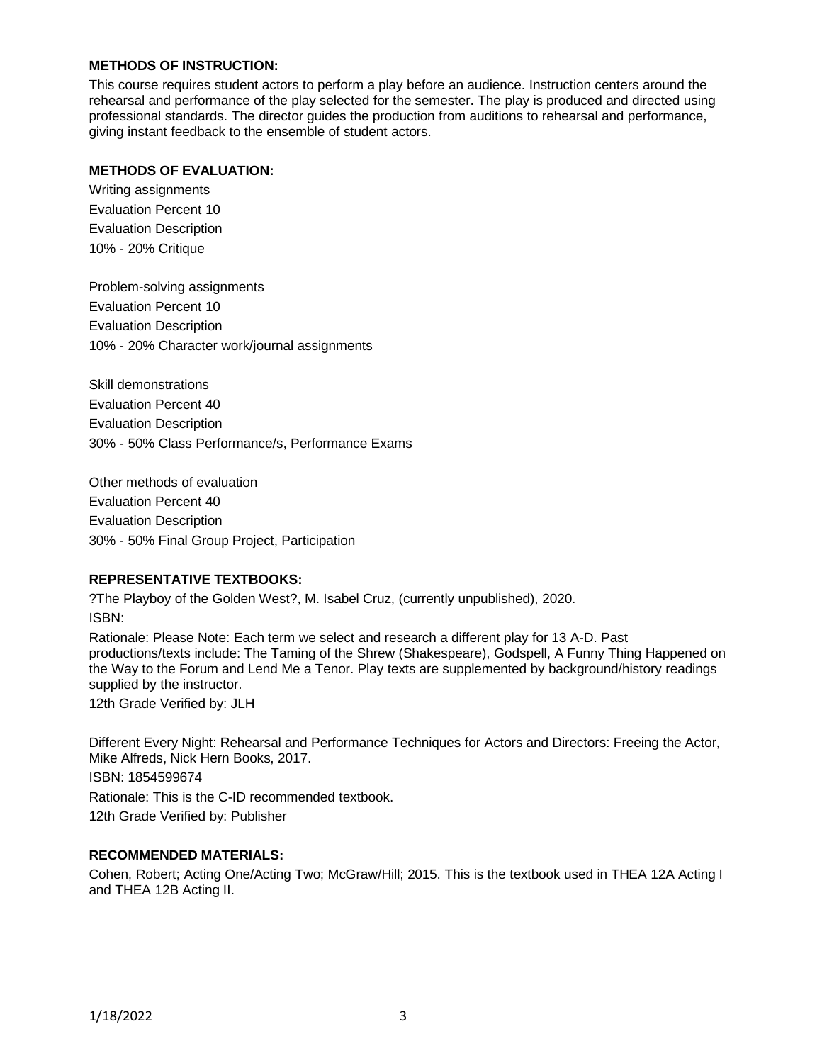**METHODS OF INSTRUCTION:**

This course requires student actors to perform a play before an audience. Instruction centers around the rehearsal and performance of the play selected for the semester. The play is produced and directed using professional standards. The director guides the production from auditions to rehearsal and performance, giving instant feedback to the ensemble of student actors.

**METHODS OF EVALUATION:**

Writing assignments
Evaluation Percent 10
Evaluation Description
10% - 20% Critique

Problem-solving assignments
Evaluation Percent 10
Evaluation Description
10% - 20% Character work/journal assignments

Skill demonstrations
Evaluation Percent 40
Evaluation Description
30% - 50% Class Performance/s, Performance Exams

Other methods of evaluation
Evaluation Percent 40
Evaluation Description
30% - 50% Final Group Project, Participation

**REPRESENTATIVE TEXTBOOKS:**

?The Playboy of the Golden West?, M. Isabel Cruz, (currently unpublished), 2020.
ISBN:
Rationale: Please Note: Each term we select and research a different play for 13 A-D. Past productions/texts include: The Taming of the Shrew (Shakespeare), Godspell, A Funny Thing Happened on the Way to the Forum and Lend Me a Tenor. Play texts are supplemented by background/history readings supplied by the instructor.
12th Grade Verified by: JLH

Different Every Night: Rehearsal and Performance Techniques for Actors and Directors: Freeing the Actor, Mike Alfreds, Nick Hern Books, 2017.
ISBN: 1854599674
Rationale: This is the C-ID recommended textbook.
12th Grade Verified by: Publisher

**RECOMMENDED MATERIALS:**

Cohen, Robert; Acting One/Acting Two; McGraw/Hill; 2015. This is the textbook used in THEA 12A Acting I and THEA 12B Acting II.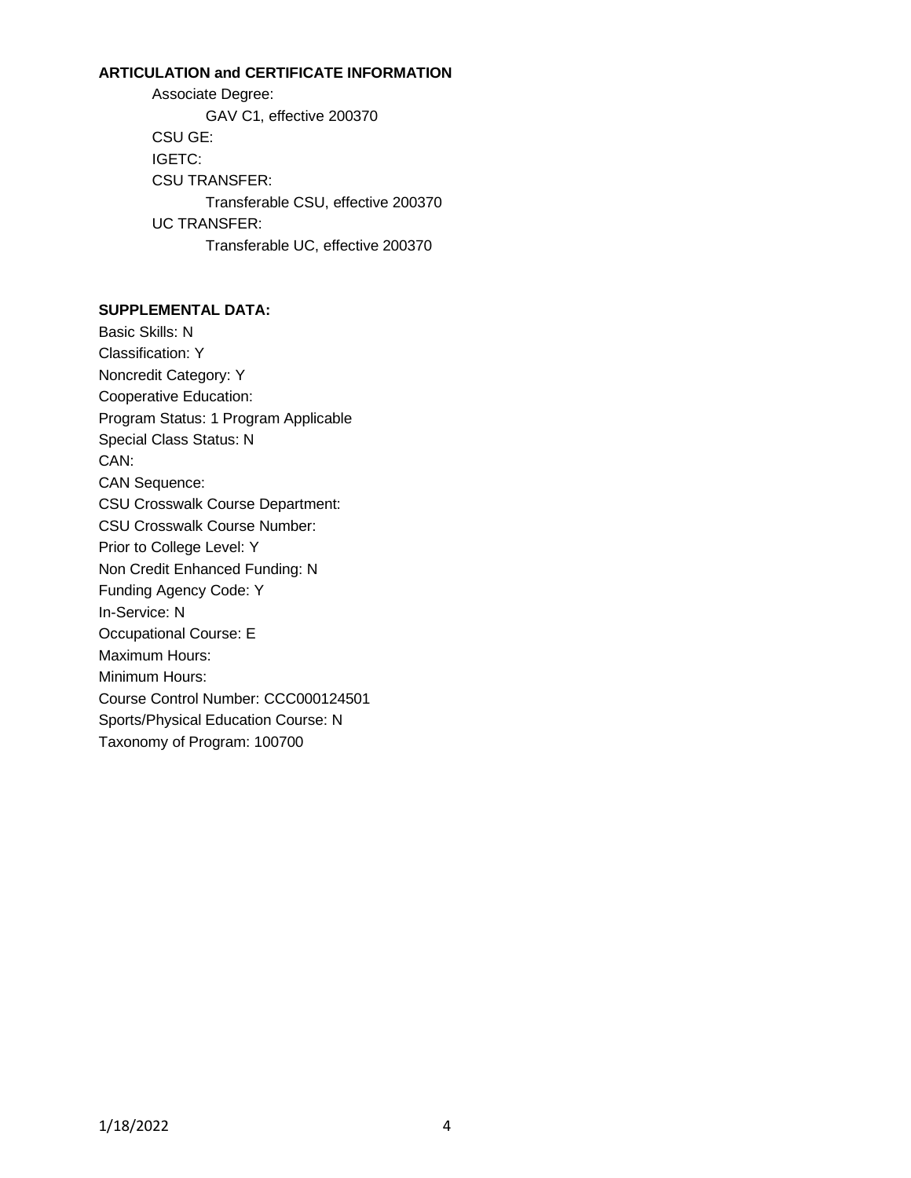**ARTICULATION and CERTIFICATE INFORMATION**

Associate Degree:
- GAV C1, effective 200370

CSU GE:

IGETC:

CSU TRANSFER:
- Transferable CSU, effective 200370

UC TRANSFER:
- Transferable UC, effective 200370

**SUPPLEMENTAL DATA:**

Basic Skills: N
Classification: Y
Noncredit Category: Y
Cooperative Education:
Program Status: 1 Program Applicable
Special Class Status: N
CAN:
CAN Sequence:
CSU Crosswalk Course Department:
CSU Crosswalk Course Number:
Prior to College Level: Y
Non Credit Enhanced Funding: N
Funding Agency Code: Y
In-Service: N
Occupational Course: E
Maximum Hours:
Minimum Hours:
Course Control Number: CCC000124501
Sports/Physical Education Course: N
Taxonomy of Program: 100700